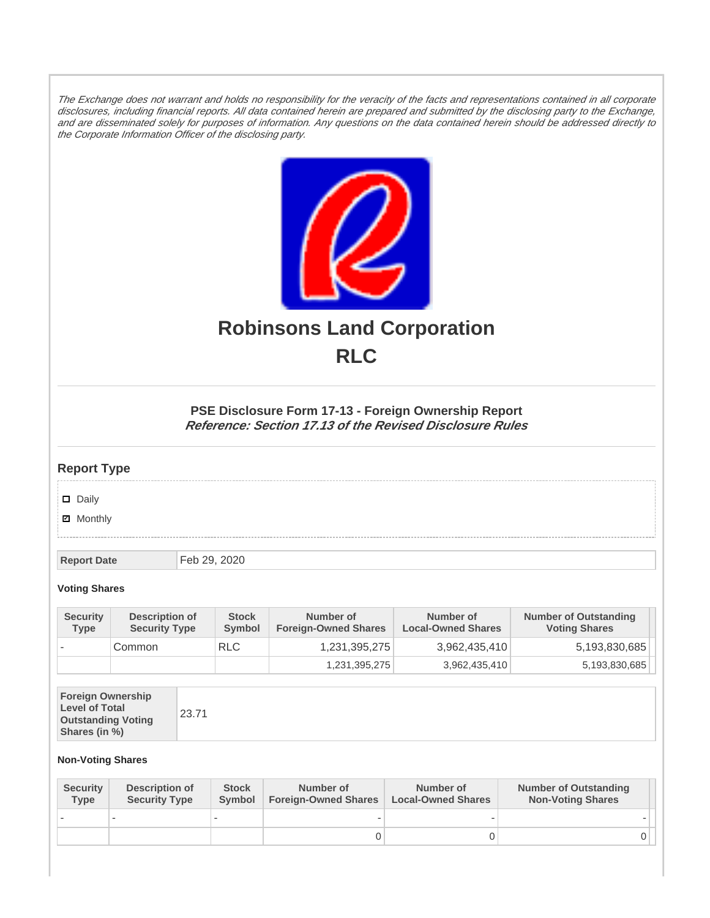*The Exchange does not warrant and holds no responsibility for the veracity of the facts and representations contained in all corporate disclosures, including financial reports. All data contained herein are prepared and submitted by the disclosing party to the Exchange, and are disseminated solely for purposes of information. Any questions on the data contained herein should be addressed directly to the Corporate Information Officer of the disclosing party.*

# Robinsons Land Corporation
# RLC

### PSE Disclosure Form 17-13 - Foreign Ownership Report
***Reference: Section 17.13 of the Revised Disclosure Rules***

## Report Type

- [ ] Daily
- [x] Monthly

| Report Date | Feb 29, 2020 |
|---|---|

**Voting Shares**

| Security Type | Description of Security Type | Stock Symbol | Number of Foreign-Owned Shares | Number of Local-Owned Shares | Number of Outstanding Voting Shares |
|---|---|---|---|---|---|
| - | Common | RLC | 1,231,395,275 | 3,962,435,410 | 5,193,830,685 |
| | | | 1,231,395,275 | 3,962,435,410 | 5,193,830,685 |

| Foreign Ownership Level of Total Outstanding Voting Shares (in %) | 23.71 |
|---|---|

**Non-Voting Shares**

| Security Type | Description of Security Type | Stock Symbol | Number of Foreign-Owned Shares | Number of Local-Owned Shares | Number of Outstanding Non-Voting Shares |
|---|---|---|---|---|---|
| - | - | - | - | - | - |
| | | | 0 | 0 | 0 |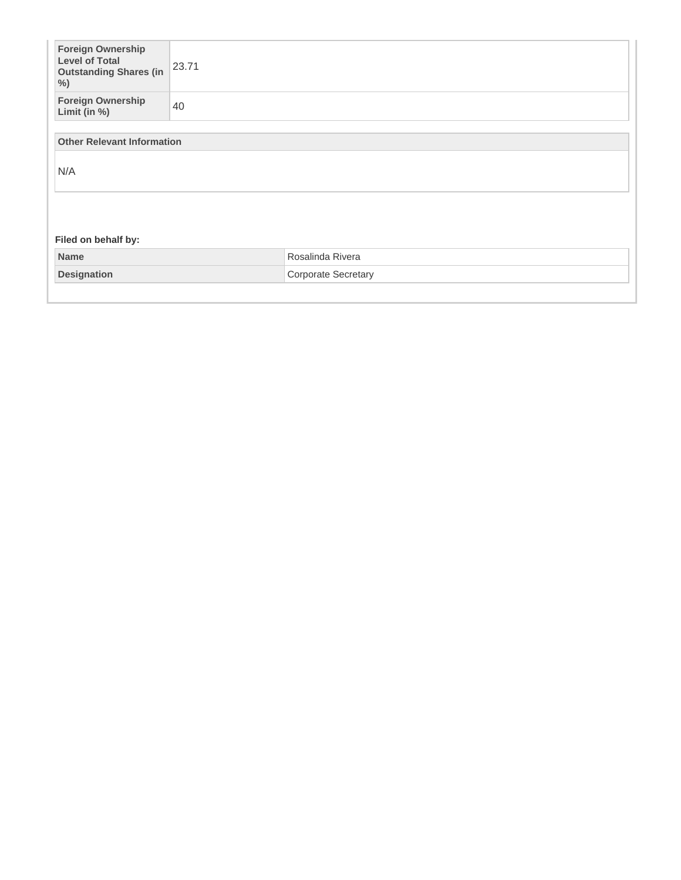| | |
|---|---|
| **Foreign Ownership Level of Total Outstanding Shares (in %)** | 23.71 |
| **Foreign Ownership Limit (in %)** | 40 |

| **Other Relevant Information** |
|---|
| N/A |

**Filed on behalf by:**

| | |
|---|---|
| **Name** | Rosalinda Rivera |
| **Designation** | Corporate Secretary |